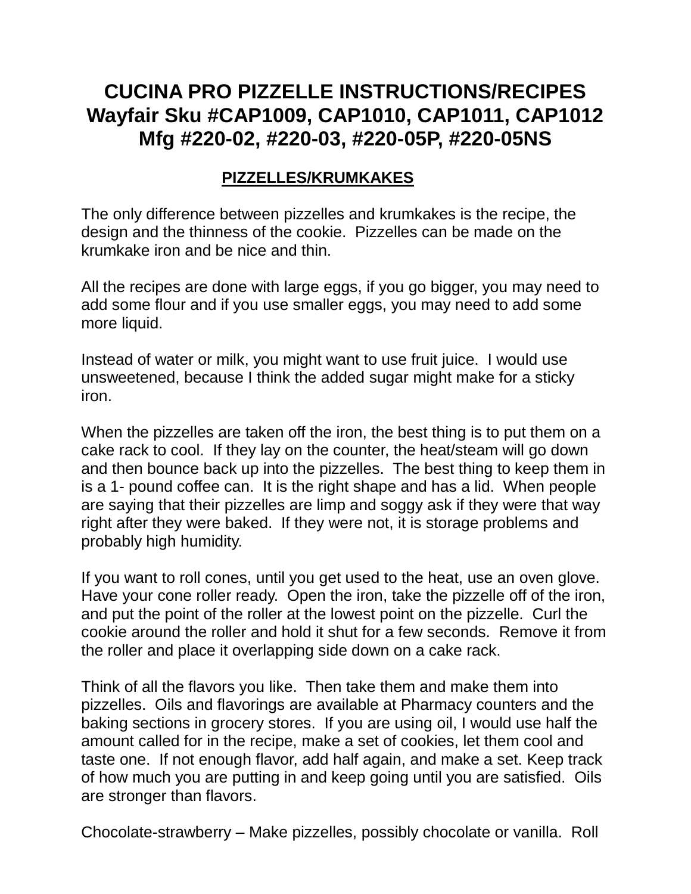# CUCINA PRO PIZZELLE INSTRUCTIONS/RECIPES
# Wayfair Sku #CAP1009, CAP1010, CAP1011, CAP1012
# Mfg #220-02, #220-03, #220-05P, #220-05NS

## PIZZELLES/KRUMKAKES

The only difference between pizzelles and krumkakes is the recipe, the design and the thinness of the cookie. Pizzelles can be made on the krumkake iron and be nice and thin.

All the recipes are done with large eggs, if you go bigger, you may need to add some flour and if you use smaller eggs, you may need to add some more liquid.

Instead of water or milk, you might want to use fruit juice. I would use unsweetened, because I think the added sugar might make for a sticky iron.

When the pizzelles are taken off the iron, the best thing is to put them on a cake rack to cool. If they lay on the counter, the heat/steam will go down and then bounce back up into the pizzelles. The best thing to keep them in is a 1- pound coffee can. It is the right shape and has a lid. When people are saying that their pizzelles are limp and soggy ask if they were that way right after they were baked. If they were not, it is storage problems and probably high humidity.

If you want to roll cones, until you get used to the heat, use an oven glove. Have your cone roller ready. Open the iron, take the pizzelle off of the iron, and put the point of the roller at the lowest point on the pizzelle. Curl the cookie around the roller and hold it shut for a few seconds. Remove it from the roller and place it overlapping side down on a cake rack.

Think of all the flavors you like. Then take them and make them into pizzelles. Oils and flavorings are available at Pharmacy counters and the baking sections in grocery stores. If you are using oil, I would use half the amount called for in the recipe, make a set of cookies, let them cool and taste one. If not enough flavor, add half again, and make a set. Keep track of how much you are putting in and keep going until you are satisfied. Oils are stronger than flavors.

Chocolate-strawberry – Make pizzelles, possibly chocolate or vanilla. Roll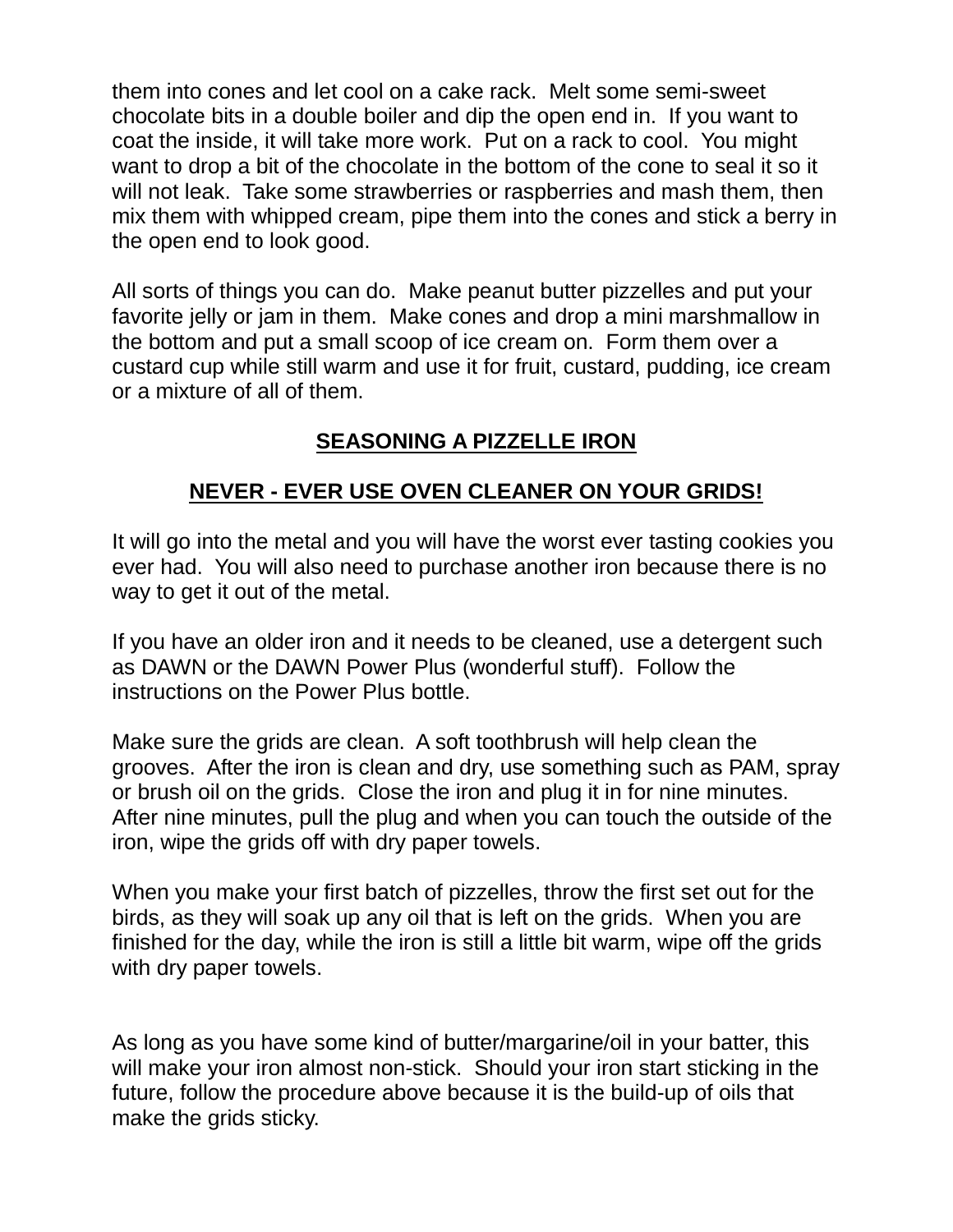them into cones and let cool on a cake rack. Melt some semi-sweet chocolate bits in a double boiler and dip the open end in. If you want to coat the inside, it will take more work. Put on a rack to cool. You might want to drop a bit of the chocolate in the bottom of the cone to seal it so it will not leak. Take some strawberries or raspberries and mash them, then mix them with whipped cream, pipe them into the cones and stick a berry in the open end to look good.

All sorts of things you can do. Make peanut butter pizzelles and put your favorite jelly or jam in them. Make cones and drop a mini marshmallow in the bottom and put a small scoop of ice cream on. Form them over a custard cup while still warm and use it for fruit, custard, pudding, ice cream or a mixture of all of them.

## SEASONING A PIZZELLE IRON

### NEVER - EVER USE OVEN CLEANER ON YOUR GRIDS!

It will go into the metal and you will have the worst ever tasting cookies you ever had. You will also need to purchase another iron because there is no way to get it out of the metal.

If you have an older iron and it needs to be cleaned, use a detergent such as DAWN or the DAWN Power Plus (wonderful stuff). Follow the instructions on the Power Plus bottle.

Make sure the grids are clean. A soft toothbrush will help clean the grooves. After the iron is clean and dry, use something such as PAM, spray or brush oil on the grids. Close the iron and plug it in for nine minutes. After nine minutes, pull the plug and when you can touch the outside of the iron, wipe the grids off with dry paper towels.

When you make your first batch of pizzelles, throw the first set out for the birds, as they will soak up any oil that is left on the grids. When you are finished for the day, while the iron is still a little bit warm, wipe off the grids with dry paper towels.

As long as you have some kind of butter/margarine/oil in your batter, this will make your iron almost non-stick. Should your iron start sticking in the future, follow the procedure above because it is the build-up of oils that make the grids sticky.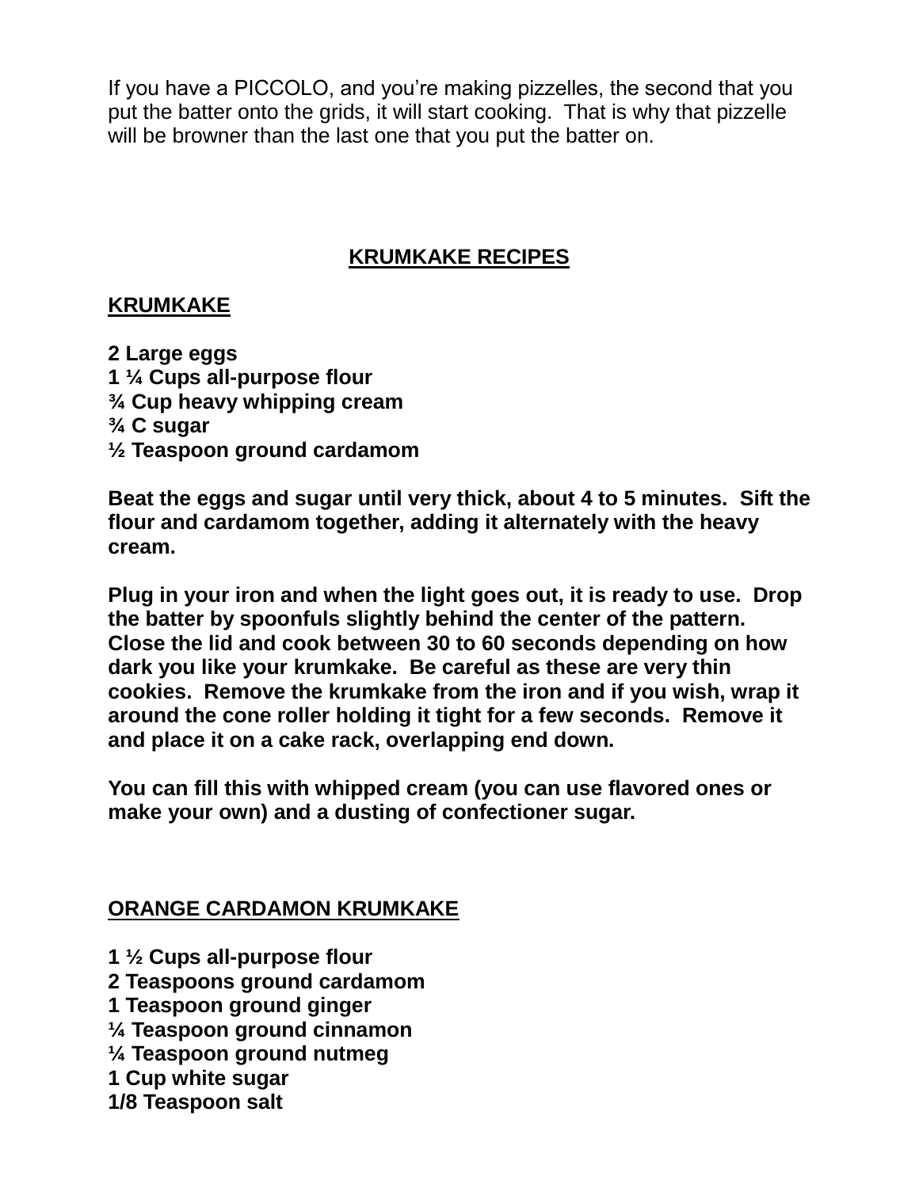If you have a PICCOLO, and you're making pizzelles, the second that you put the batter onto the grids, it will start cooking. That is why that pizzelle will be browner than the last one that you put the batter on.

# KRUMKAKE RECIPES

## KRUMKAKE

**2 Large eggs**
**1 ¼ Cups all-purpose flour**
**¾ Cup heavy whipping cream**
**¾ C sugar**
**½ Teaspoon ground cardamom**

**Beat the eggs and sugar until very thick, about 4 to 5 minutes. Sift the flour and cardamom together, adding it alternately with the heavy cream.**

**Plug in your iron and when the light goes out, it is ready to use. Drop the batter by spoonfuls slightly behind the center of the pattern. Close the lid and cook between 30 to 60 seconds depending on how dark you like your krumkake. Be careful as these are very thin cookies. Remove the krumkake from the iron and if you wish, wrap it around the cone roller holding it tight for a few seconds. Remove it and place it on a cake rack, overlapping end down.**

**You can fill this with whipped cream (you can use flavored ones or make your own) and a dusting of confectioner sugar.**

## ORANGE CARDAMON KRUMKAKE

**1 ½ Cups all-purpose flour**
**2 Teaspoons ground cardamom**
**1 Teaspoon ground ginger**
**¼ Teaspoon ground cinnamon**
**¼ Teaspoon ground nutmeg**
**1 Cup white sugar**
**1/8 Teaspoon salt**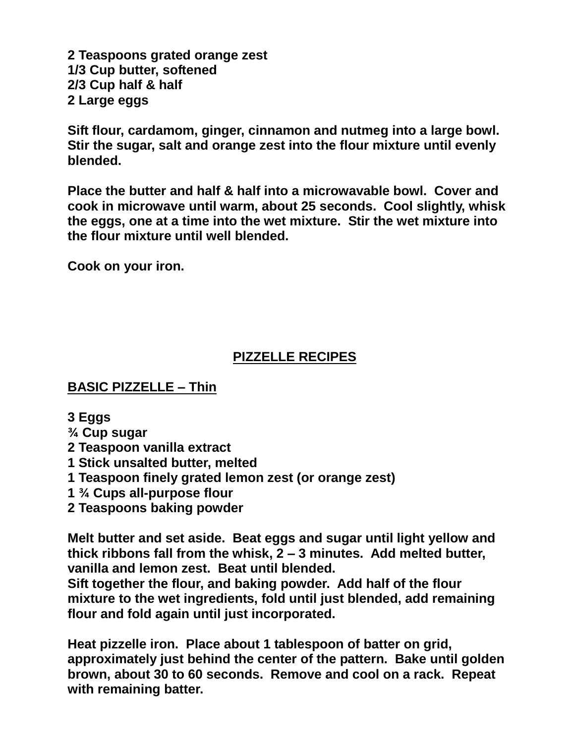**2 Teaspoons grated orange zest**
**1/3 Cup butter, softened**
**2/3 Cup half & half**
**2 Large eggs**

**Sift flour, cardamom, ginger, cinnamon and nutmeg into a large bowl. Stir the sugar, salt and orange zest into the flour mixture until evenly blended.**

**Place the butter and half & half into a microwavable bowl. Cover and cook in microwave until warm, about 25 seconds. Cool slightly, whisk the eggs, one at a time into the wet mixture. Stir the wet mixture into the flour mixture until well blended.**

**Cook on your iron.**

# PIZZELLE RECIPES

## BASIC PIZZELLE – Thin

**3 Eggs**
**¾ Cup sugar**
**2 Teaspoon vanilla extract**
**1 Stick unsalted butter, melted**
**1 Teaspoon finely grated lemon zest (or orange zest)**
**1 ¾ Cups all-purpose flour**
**2 Teaspoons baking powder**

**Melt butter and set aside. Beat eggs and sugar until light yellow and thick ribbons fall from the whisk, 2 – 3 minutes. Add melted butter, vanilla and lemon zest. Beat until blended.**
**Sift together the flour, and baking powder. Add half of the flour mixture to the wet ingredients, fold until just blended, add remaining flour and fold again until just incorporated.**

**Heat pizzelle iron. Place about 1 tablespoon of batter on grid, approximately just behind the center of the pattern. Bake until golden brown, about 30 to 60 seconds. Remove and cool on a rack. Repeat with remaining batter.**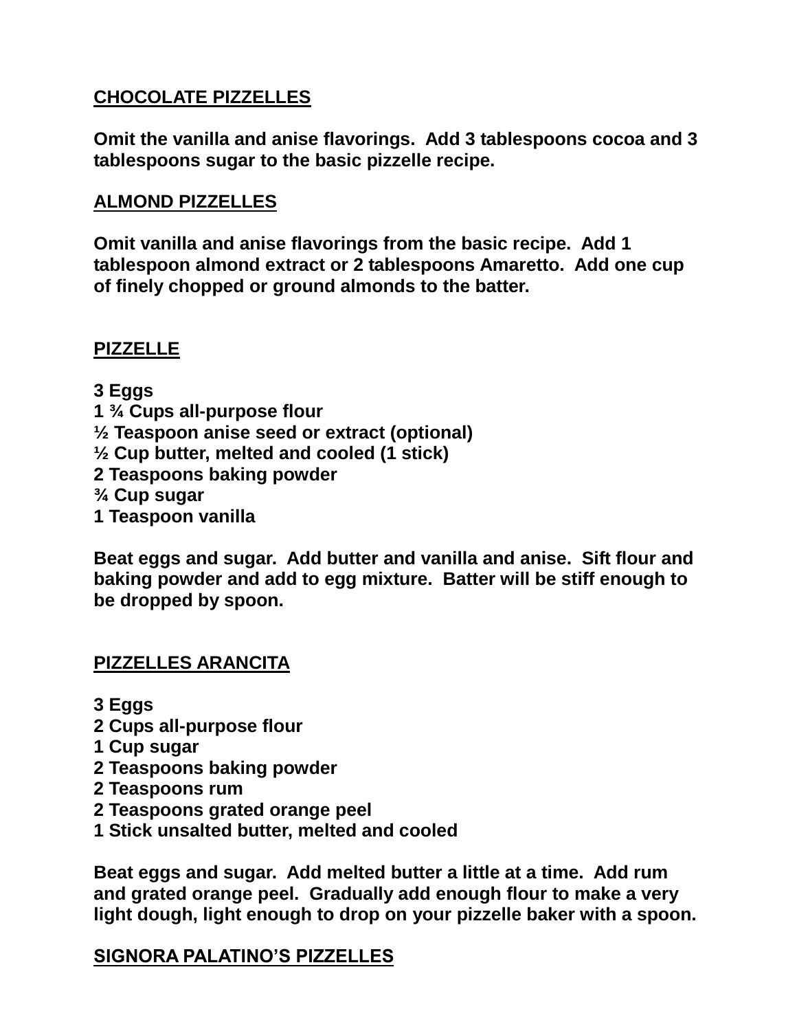## CHOCOLATE PIZZELLES

**Omit the vanilla and anise flavorings. Add 3 tablespoons cocoa and 3 tablespoons sugar to the basic pizzelle recipe.**

## ALMOND PIZZELLES

**Omit vanilla and anise flavorings from the basic recipe. Add 1 tablespoon almond extract or 2 tablespoons Amaretto. Add one cup of finely chopped or ground almonds to the batter.**

## PIZZELLE

**3 Eggs**
**1 ¾ Cups all-purpose flour**
**½ Teaspoon anise seed or extract (optional)**
**½ Cup butter, melted and cooled (1 stick)**
**2 Teaspoons baking powder**
**¾ Cup sugar**
**1 Teaspoon vanilla**

**Beat eggs and sugar. Add butter and vanilla and anise. Sift flour and baking powder and add to egg mixture. Batter will be stiff enough to be dropped by spoon.**

## PIZZELLES ARANCITA

**3 Eggs**
**2 Cups all-purpose flour**
**1 Cup sugar**
**2 Teaspoons baking powder**
**2 Teaspoons rum**
**2 Teaspoons grated orange peel**
**1 Stick unsalted butter, melted and cooled**

**Beat eggs and sugar. Add melted butter a little at a time. Add rum and grated orange peel. Gradually add enough flour to make a very light dough, light enough to drop on your pizzelle baker with a spoon.**

## SIGNORA PALATINO'S PIZZELLES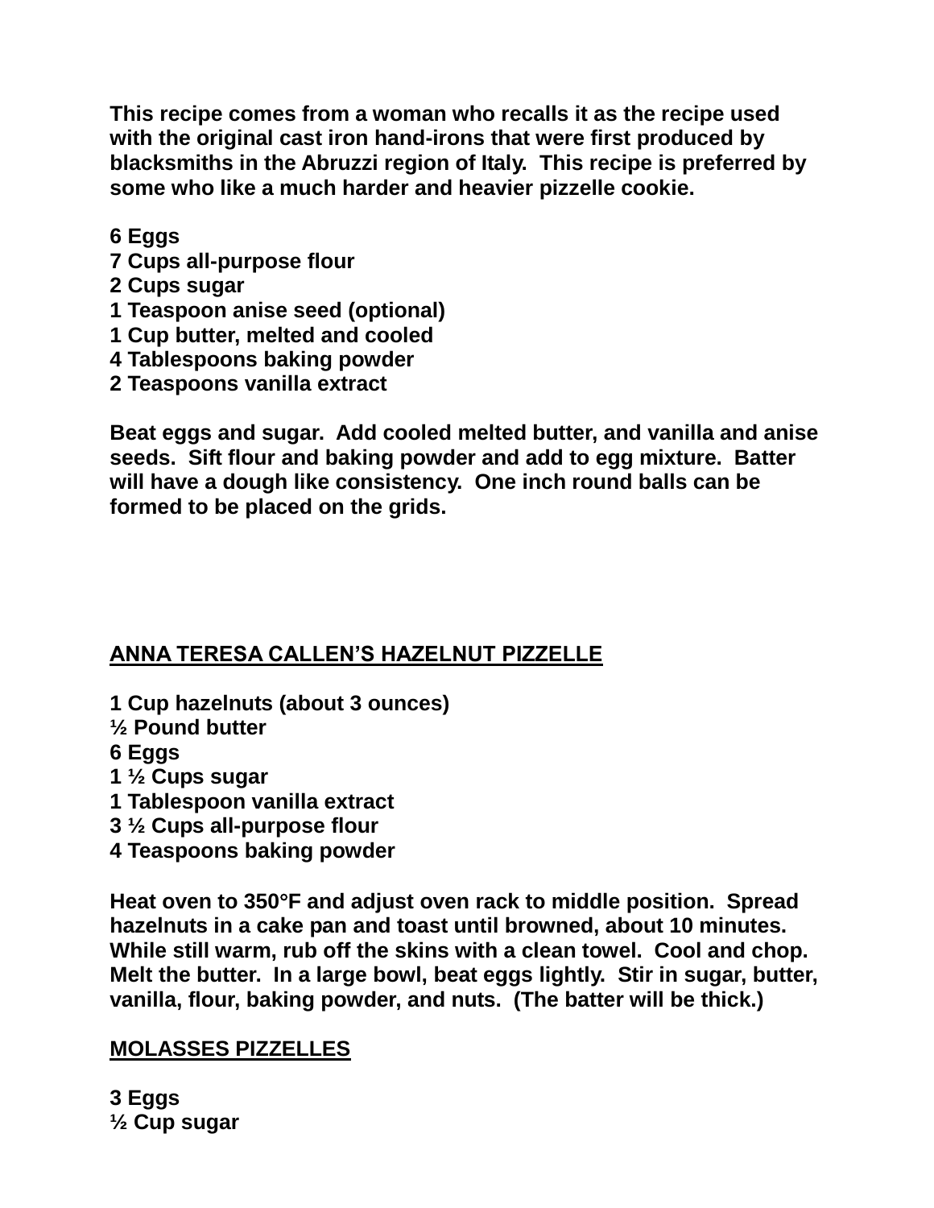**This recipe comes from a woman who recalls it as the recipe used with the original cast iron hand-irons that were first produced by blacksmiths in the Abruzzi region of Italy. This recipe is preferred by some who like a much harder and heavier pizzelle cookie.**

**6 Eggs**
**7 Cups all-purpose flour**
**2 Cups sugar**
**1 Teaspoon anise seed (optional)**
**1 Cup butter, melted and cooled**
**4 Tablespoons baking powder**
**2 Teaspoons vanilla extract**

**Beat eggs and sugar. Add cooled melted butter, and vanilla and anise seeds. Sift flour and baking powder and add to egg mixture. Batter will have a dough like consistency. One inch round balls can be formed to be placed on the grids.**

## ANNA TERESA CALLEN'S HAZELNUT PIZZELLE

**1 Cup hazelnuts (about 3 ounces)**
**½ Pound butter**
**6 Eggs**
**1 ½ Cups sugar**
**1 Tablespoon vanilla extract**
**3 ½ Cups all-purpose flour**
**4 Teaspoons baking powder**

**Heat oven to 350°F and adjust oven rack to middle position. Spread hazelnuts in a cake pan and toast until browned, about 10 minutes. While still warm, rub off the skins with a clean towel. Cool and chop. Melt the butter. In a large bowl, beat eggs lightly. Stir in sugar, butter, vanilla, flour, baking powder, and nuts. (The batter will be thick.)**

## MOLASSES PIZZELLES

**3 Eggs**
**½ Cup sugar**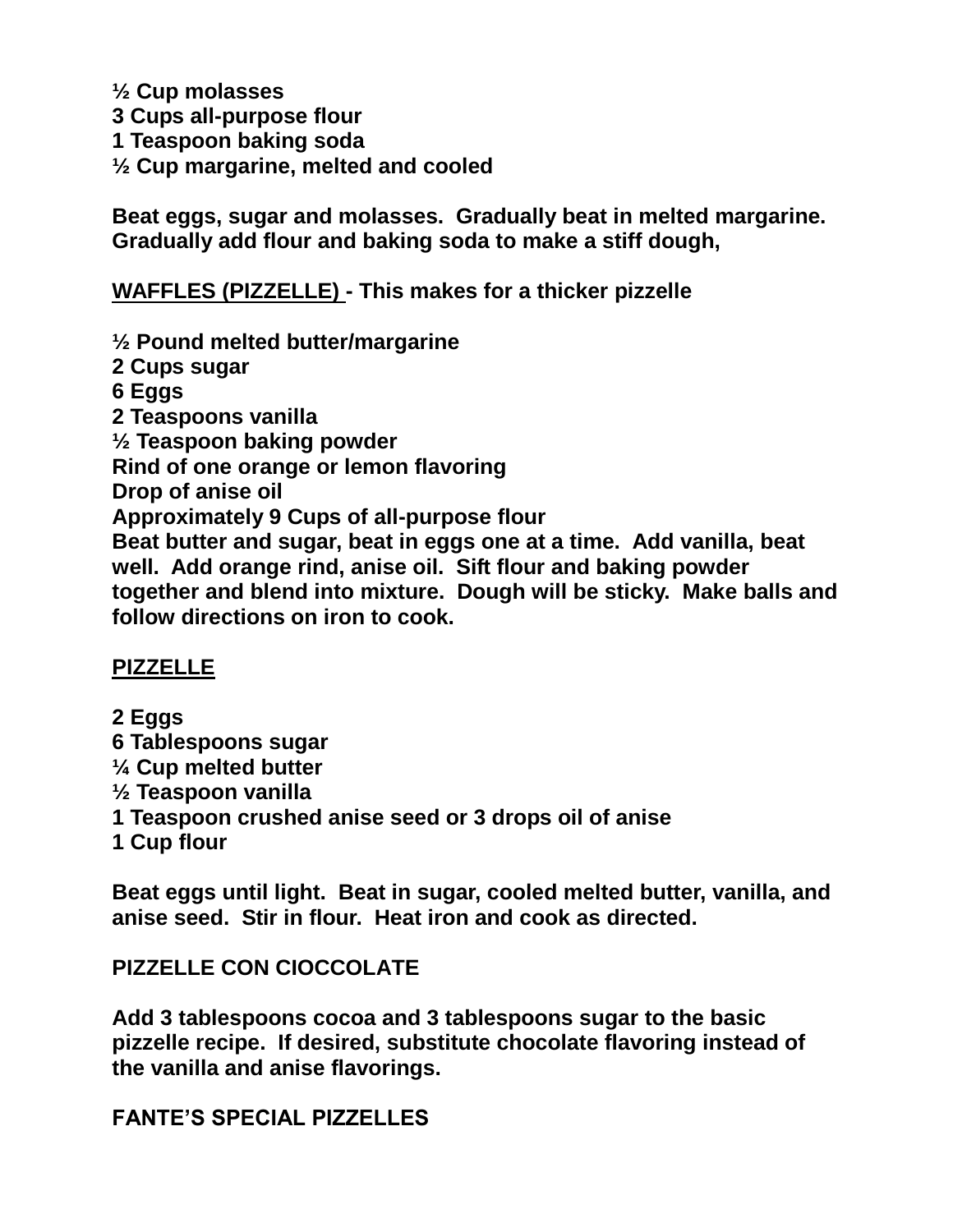**½ Cup molasses**
**3 Cups all-purpose flour**
**1 Teaspoon baking soda**
**½ Cup margarine, melted and cooled**

**Beat eggs, sugar and molasses. Gradually beat in melted margarine. Gradually add flour and baking soda to make a stiff dough,**

**<u>WAFFLES (PIZZELLE) </u>- This makes for a thicker pizzelle**

**½ Pound melted butter/margarine**
**2 Cups sugar**
**6 Eggs**
**2 Teaspoons vanilla**
**½ Teaspoon baking powder**
**Rind of one orange or lemon flavoring**
**Drop of anise oil**
**Approximately 9 Cups of all-purpose flour**
**Beat butter and sugar, beat in eggs one at a time. Add vanilla, beat well. Add orange rind, anise oil. Sift flour and baking powder together and blend into mixture. Dough will be sticky. Make balls and follow directions on iron to cook.**

**<u>PIZZELLE</u>**

**2 Eggs**
**6 Tablespoons sugar**
**¼ Cup melted butter**
**½ Teaspoon vanilla**
**1 Teaspoon crushed anise seed or 3 drops oil of anise**
**1 Cup flour**

**Beat eggs until light. Beat in sugar, cooled melted butter, vanilla, and anise seed. Stir in flour. Heat iron and cook as directed.**

**PIZZELLE CON CIOCCOLATE**

**Add 3 tablespoons cocoa and 3 tablespoons sugar to the basic pizzelle recipe. If desired, substitute chocolate flavoring instead of the vanilla and anise flavorings.**

**FANTE'S SPECIAL PIZZELLES**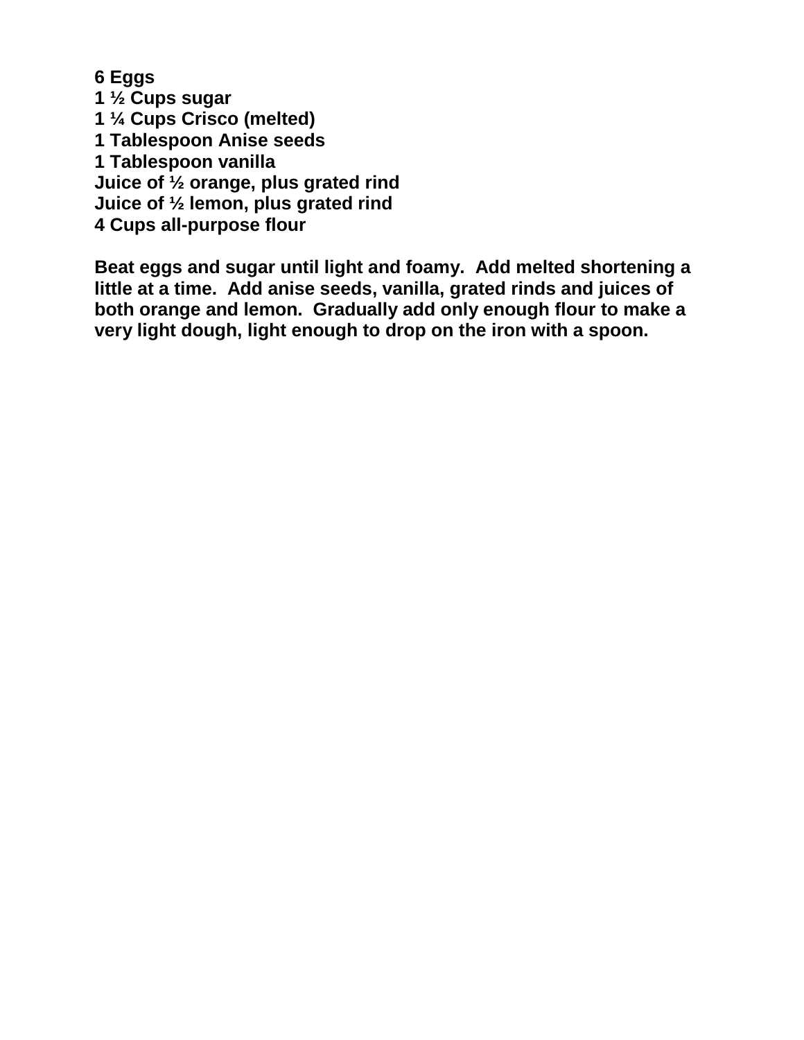**6 Eggs**
**1 ½ Cups sugar**
**1 ¼ Cups Crisco (melted)**
**1 Tablespoon Anise seeds**
**1 Tablespoon vanilla**
**Juice of ½ orange, plus grated rind**
**Juice of ½ lemon, plus grated rind**
**4 Cups all-purpose flour**

**Beat eggs and sugar until light and foamy. Add melted shortening a little at a time. Add anise seeds, vanilla, grated rinds and juices of both orange and lemon. Gradually add only enough flour to make a very light dough, light enough to drop on the iron with a spoon.**